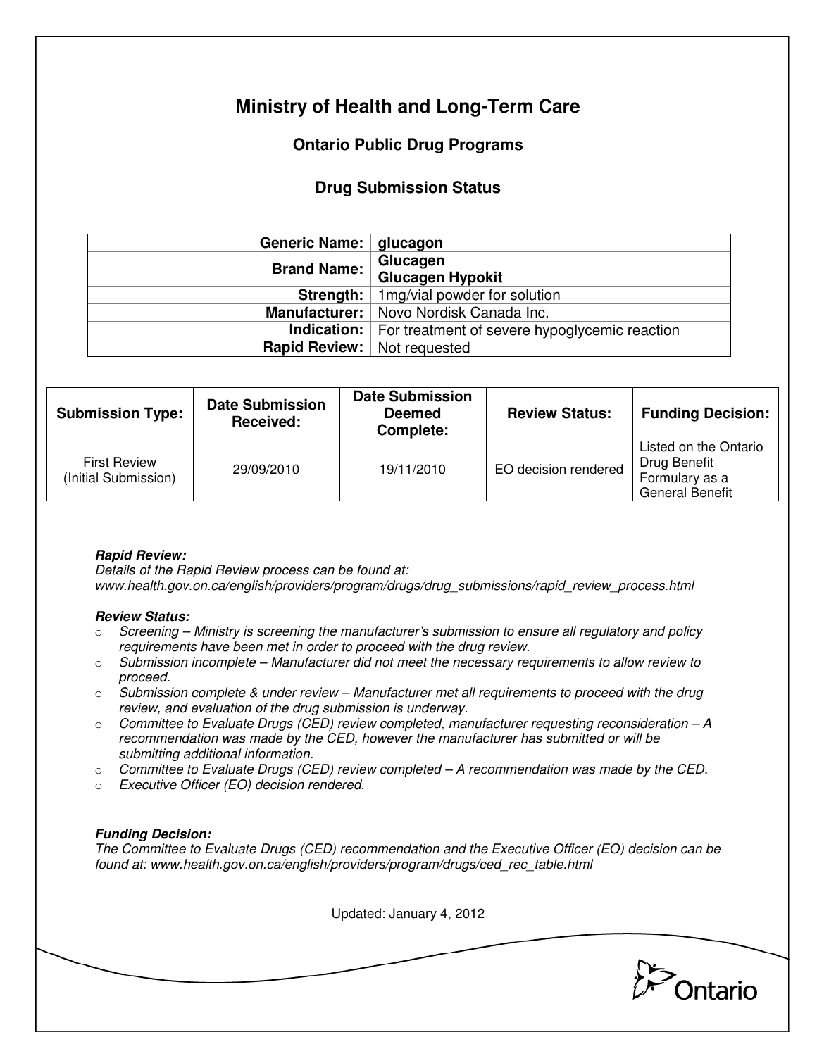# Ministry of Health and Long-Term Care

## Ontario Public Drug Programs

### Drug Submission Status

| | |
|---|---|
| **Generic Name:** | **glucagon** |
| **Brand Name:** | **Glucagen**<br>**Glucagen Hypokit** |
| **Strength:** | 1mg/vial powder for solution |
| **Manufacturer:** | Novo Nordisk Canada Inc. |
| **Indication:** | For treatment of severe hypoglycemic reaction |
| **Rapid Review:** | Not requested |

| Submission Type: | Date Submission Received: | Date Submission Deemed Complete: | Review Status: | Funding Decision: |
|---|---|---|---|---|
| First Review (Initial Submission) | 29/09/2010 | 19/11/2010 | EO decision rendered | Listed on the Ontario Drug Benefit Formulary as a General Benefit |

***Rapid Review:***
*Details of the Rapid Review process can be found at:*
*www.health.gov.on.ca/english/providers/program/drugs/drug_submissions/rapid_review_process.html*

***Review Status:***
- *Screening – Ministry is screening the manufacturer's submission to ensure all regulatory and policy requirements have been met in order to proceed with the drug review.*
- *Submission incomplete – Manufacturer did not meet the necessary requirements to allow review to proceed.*
- *Submission complete & under review – Manufacturer met all requirements to proceed with the drug review, and evaluation of the drug submission is underway.*
- *Committee to Evaluate Drugs (CED) review completed, manufacturer requesting reconsideration – A recommendation was made by the CED, however the manufacturer has submitted or will be submitting additional information.*
- *Committee to Evaluate Drugs (CED) review completed – A recommendation was made by the CED.*
- *Executive Officer (EO) decision rendered.*

***Funding Decision:***
*The Committee to Evaluate Drugs (CED) recommendation and the Executive Officer (EO) decision can be found at: www.health.gov.on.ca/english/providers/program/drugs/ced_rec_table.html*

Updated: January 4, 2012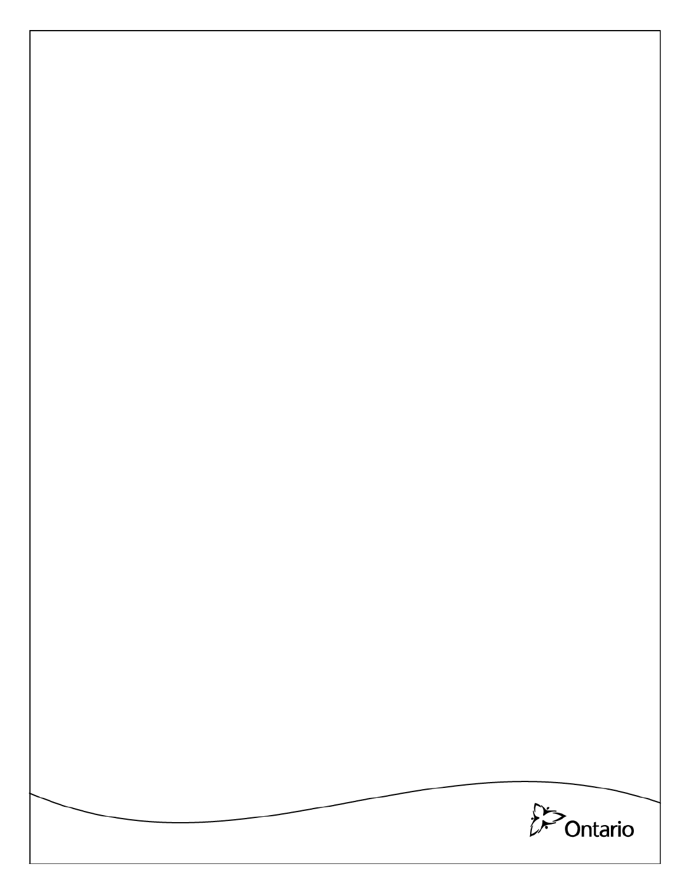Ontario